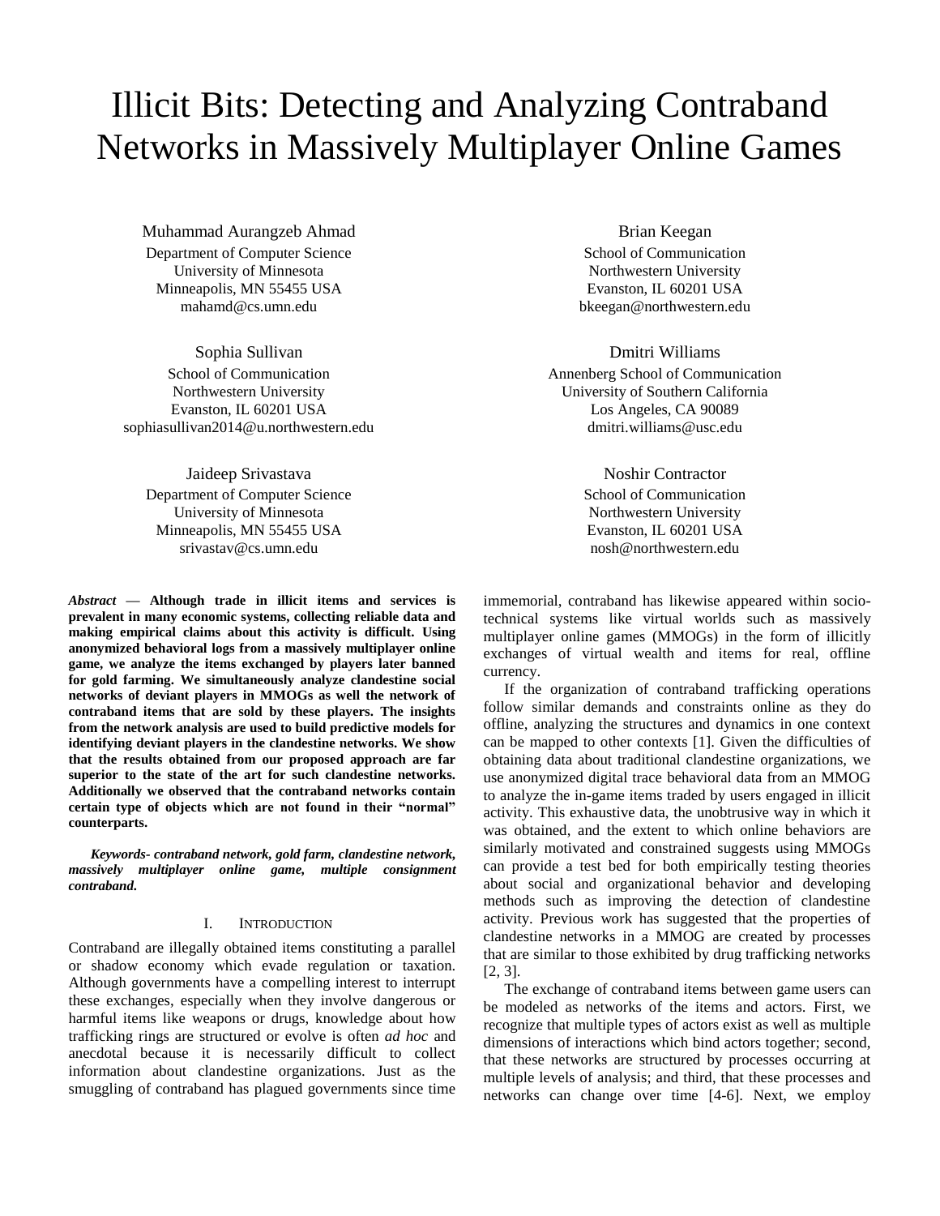# Illicit Bits: Detecting and Analyzing Contraband Networks in Massively Multiplayer Online Games

Muhammad Aurangzeb Ahmad
Department of Computer Science
University of Minnesota
Minneapolis, MN 55455 USA
mahamd@cs.umn.edu

Brian Keegan
School of Communication
Northwestern University
Evanston, IL 60201 USA
bkeegan@northwestern.edu

Sophia Sullivan
School of Communication
Northwestern University
Evanston, IL 60201 USA
sophiasullivan2014@u.northwestern.edu

Dmitri Williams
Annenberg School of Communication
University of Southern California
Los Angeles, CA 90089
dmitri.williams@usc.edu

Jaideep Srivastava
Department of Computer Science
University of Minnesota
Minneapolis, MN 55455 USA
srivastav@cs.umn.edu

Noshir Contractor
School of Communication
Northwestern University
Evanston, IL 60201 USA
nosh@northwestern.edu

***Abstract* — Although trade in illicit items and services is prevalent in many economic systems, collecting reliable data and making empirical claims about this activity is difficult. Using anonymized behavioral logs from a massively multiplayer online game, we analyze the items exchanged by players later banned for gold farming. We simultaneously analyze clandestine social networks of deviant players in MMOGs as well the network of contraband items that are sold by these players. The insights from the network analysis are used to build predictive models for identifying deviant players in the clandestine networks. We show that the results obtained from our proposed approach are far superior to the state of the art for such clandestine networks. Additionally we observed that the contraband networks contain certain type of objects which are not found in their "normal" counterparts.**

***Keywords- contraband network, gold farm, clandestine network, massively multiplayer online game, multiple consignment contraband.***

## I. Introduction

Contraband are illegally obtained items constituting a parallel or shadow economy which evade regulation or taxation. Although governments have a compelling interest to interrupt these exchanges, especially when they involve dangerous or harmful items like weapons or drugs, knowledge about how trafficking rings are structured or evolve is often *ad hoc* and anecdotal because it is necessarily difficult to collect information about clandestine organizations. Just as the smuggling of contraband has plagued governments since time immemorial, contraband has likewise appeared within socio-technical systems like virtual worlds such as massively multiplayer online games (MMOGs) in the form of illicitly exchanges of virtual wealth and items for real, offline currency.

If the organization of contraband trafficking operations follow similar demands and constraints online as they do offline, analyzing the structures and dynamics in one context can be mapped to other contexts [1]. Given the difficulties of obtaining data about traditional clandestine organizations, we use anonymized digital trace behavioral data from an MMOG to analyze the in-game items traded by users engaged in illicit activity. This exhaustive data, the unobtrusive way in which it was obtained, and the extent to which online behaviors are similarly motivated and constrained suggests using MMOGs can provide a test bed for both empirically testing theories about social and organizational behavior and developing methods such as improving the detection of clandestine activity. Previous work has suggested that the properties of clandestine networks in a MMOG are created by processes that are similar to those exhibited by drug trafficking networks [2, 3].

The exchange of contraband items between game users can be modeled as networks of the items and actors. First, we recognize that multiple types of actors exist as well as multiple dimensions of interactions which bind actors together; second, that these networks are structured by processes occurring at multiple levels of analysis; and third, that these processes and networks can change over time [4-6]. Next, we employ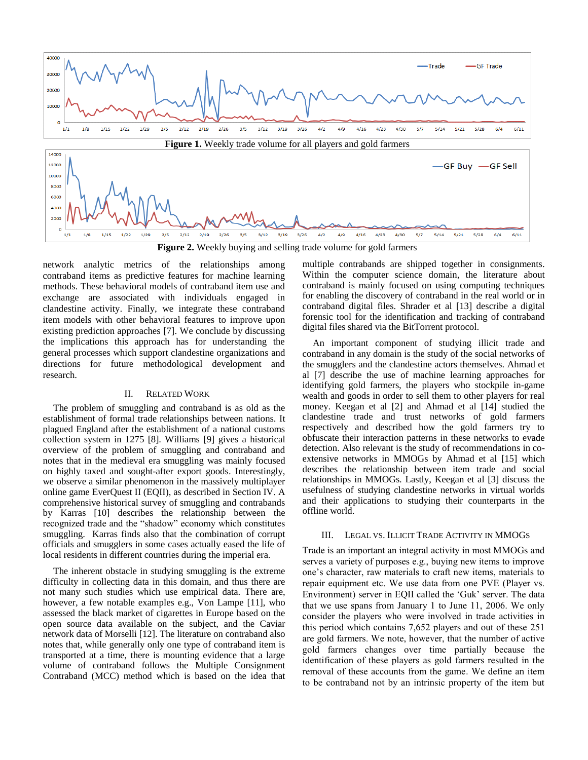Figure 1. Weekly trade volume for all players and gold farmers

Figure 2. Weekly buying and selling trade volume for gold farmers

network analytic metrics of the relationships among contraband items as predictive features for machine learning methods. These behavioral models of contraband item use and exchange are associated with individuals engaged in clandestine activity. Finally, we integrate these contraband item models with other behavioral features to improve upon existing prediction approaches [7]. We conclude by discussing the implications this approach has for understanding the general processes which support clandestine organizations and directions for future methodological development and research.

## II. Related Work

The problem of smuggling and contraband is as old as the establishment of formal trade relationships between nations. It plagued England after the establishment of a national customs collection system in 1275 [8]. Williams [9] gives a historical overview of the problem of smuggling and contraband and notes that in the medieval era smuggling was mainly focused on highly taxed and sought-after export goods. Interestingly, we observe a similar phenomenon in the massively multiplayer online game EverQuest II (EQII), as described in Section IV. A comprehensive historical survey of smuggling and contrabands by Karras [10] describes the relationship between the recognized trade and the "shadow" economy which constitutes smuggling. Karras finds also that the combination of corrupt officials and smugglers in some cases actually eased the life of local residents in different countries during the imperial era.

The inherent obstacle in studying smuggling is the extreme difficulty in collecting data in this domain, and thus there are not many such studies which use empirical data. There are, however, a few notable examples e.g., Von Lampe [11], who assessed the black market of cigarettes in Europe based on the open source data available on the subject, and the Caviar network data of Morselli [12]. The literature on contraband also notes that, while generally only one type of contraband item is transported at a time, there is mounting evidence that a large volume of contraband follows the Multiple Consignment Contraband (MCC) method which is based on the idea that multiple contrabands are shipped together in consignments. Within the computer science domain, the literature about contraband is mainly focused on using computing techniques for enabling the discovery of contraband in the real world or in contraband digital files. Shrader et al [13] describe a digital forensic tool for the identification and tracking of contraband digital files shared via the BitTorrent protocol.

An important component of studying illicit trade and contraband in any domain is the study of the social networks of the smugglers and the clandestine actors themselves. Ahmad et al [7] describe the use of machine learning approaches for identifying gold farmers, the players who stockpile in-game wealth and goods in order to sell them to other players for real money. Keegan et al [2] and Ahmad et al [14] studied the clandestine trade and trust networks of gold farmers respectively and described how the gold farmers try to obfuscate their interaction patterns in these networks to evade detection. Also relevant is the study of recommendations in co-extensive networks in MMOGs by Ahmad et al [15] which describes the relationship between item trade and social relationships in MMOGs. Lastly, Keegan et al [3] discuss the usefulness of studying clandestine networks in virtual worlds and their applications to studying their counterparts in the offline world.

## III. Legal vs. Illicit Trade Activity in MMOGs

Trade is an important an integral activity in most MMOGs and serves a variety of purposes e.g., buying new items to improve one's character, raw materials to craft new items, materials to repair equipment etc. We use data from one PVE (Player vs. Environment) server in EQII called the 'Guk' server. The data that we use spans from January 1 to June 11, 2006. We only consider the players who were involved in trade activities in this period which contains 7,652 players and out of these 251 are gold farmers. We note, however, that the number of active gold farmers changes over time partially because the identification of these players as gold farmers resulted in the removal of these accounts from the game. We define an item to be contraband not by an intrinsic property of the item but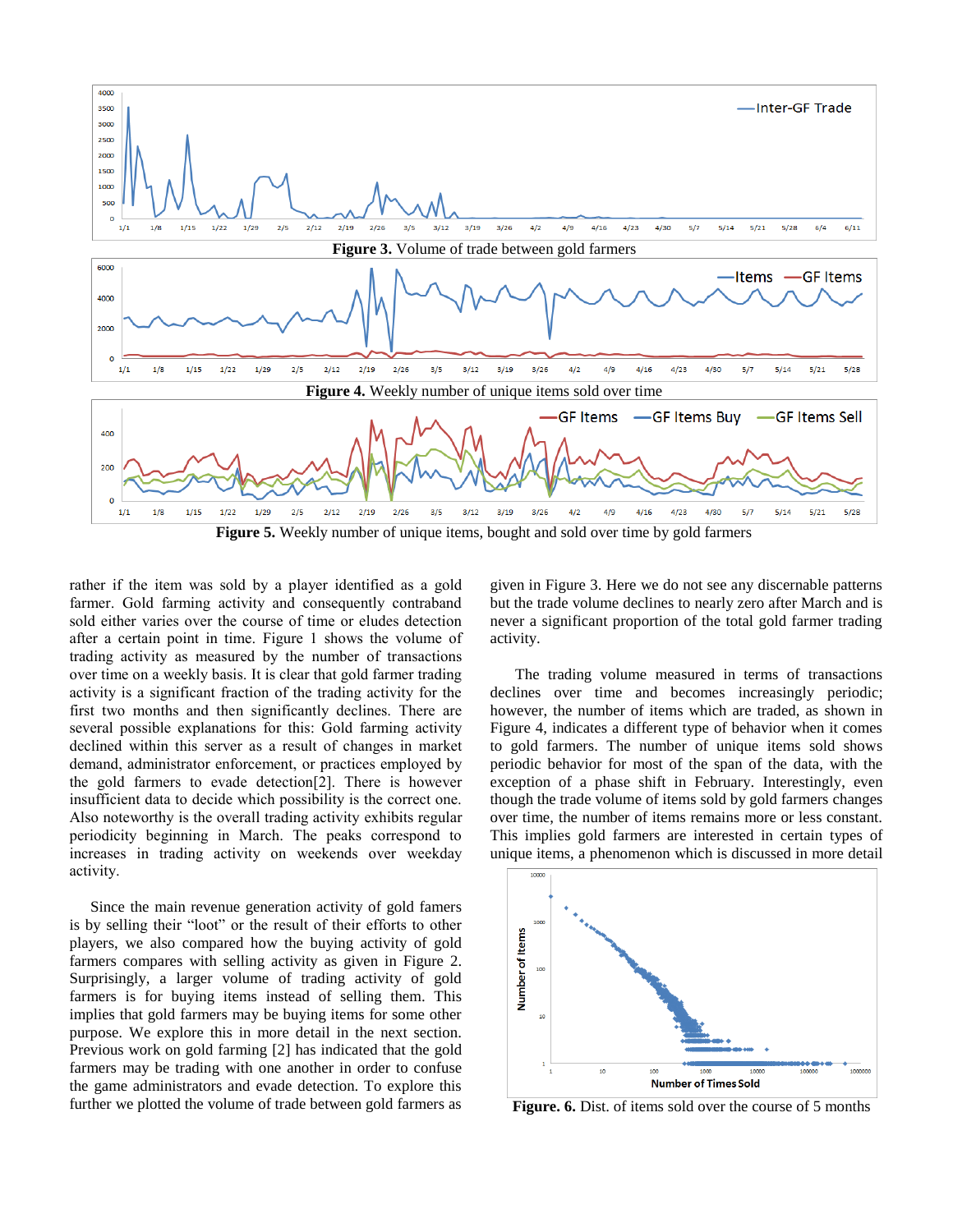Figure 3. Volume of trade between gold farmers

Figure 4. Weekly number of unique items sold over time

Figure 5. Weekly number of unique items, bought and sold over time by gold farmers

rather if the item was sold by a player identified as a gold farmer. Gold farming activity and consequently contraband sold either varies over the course of time or eludes detection after a certain point in time. Figure 1 shows the volume of trading activity as measured by the number of transactions over time on a weekly basis. It is clear that gold farmer trading activity is a significant fraction of the trading activity for the first two months and then significantly declines. There are several possible explanations for this: Gold farming activity declined within this server as a result of changes in market demand, administrator enforcement, or practices employed by the gold farmers to evade detection[2]. There is however insufficient data to decide which possibility is the correct one. Also noteworthy is the overall trading activity exhibits regular periodicity beginning in March. The peaks correspond to increases in trading activity on weekends over weekday activity.

Since the main revenue generation activity of gold famers is by selling their "loot" or the result of their efforts to other players, we also compared how the buying activity of gold farmers compares with selling activity as given in Figure 2. Surprisingly, a larger volume of trading activity of gold farmers is for buying items instead of selling them. This implies that gold farmers may be buying items for some other purpose. We explore this in more detail in the next section. Previous work on gold farming [2] has indicated that the gold farmers may be trading with one another in order to confuse the game administrators and evade detection. To explore this further we plotted the volume of trade between gold farmers as given in Figure 3. Here we do not see any discernable patterns but the trade volume declines to nearly zero after March and is never a significant proportion of the total gold farmer trading activity.

The trading volume measured in terms of transactions declines over time and becomes increasingly periodic; however, the number of items which are traded, as shown in Figure 4, indicates a different type of behavior when it comes to gold farmers. The number of unique items sold shows periodic behavior for most of the span of the data, with the exception of a phase shift in February. Interestingly, even though the trade volume of items sold by gold farmers changes over time, the number of items remains more or less constant. This implies gold farmers are interested in certain types of unique items, a phenomenon which is discussed in more detail

Figure. 6. Dist. of items sold over the course of 5 months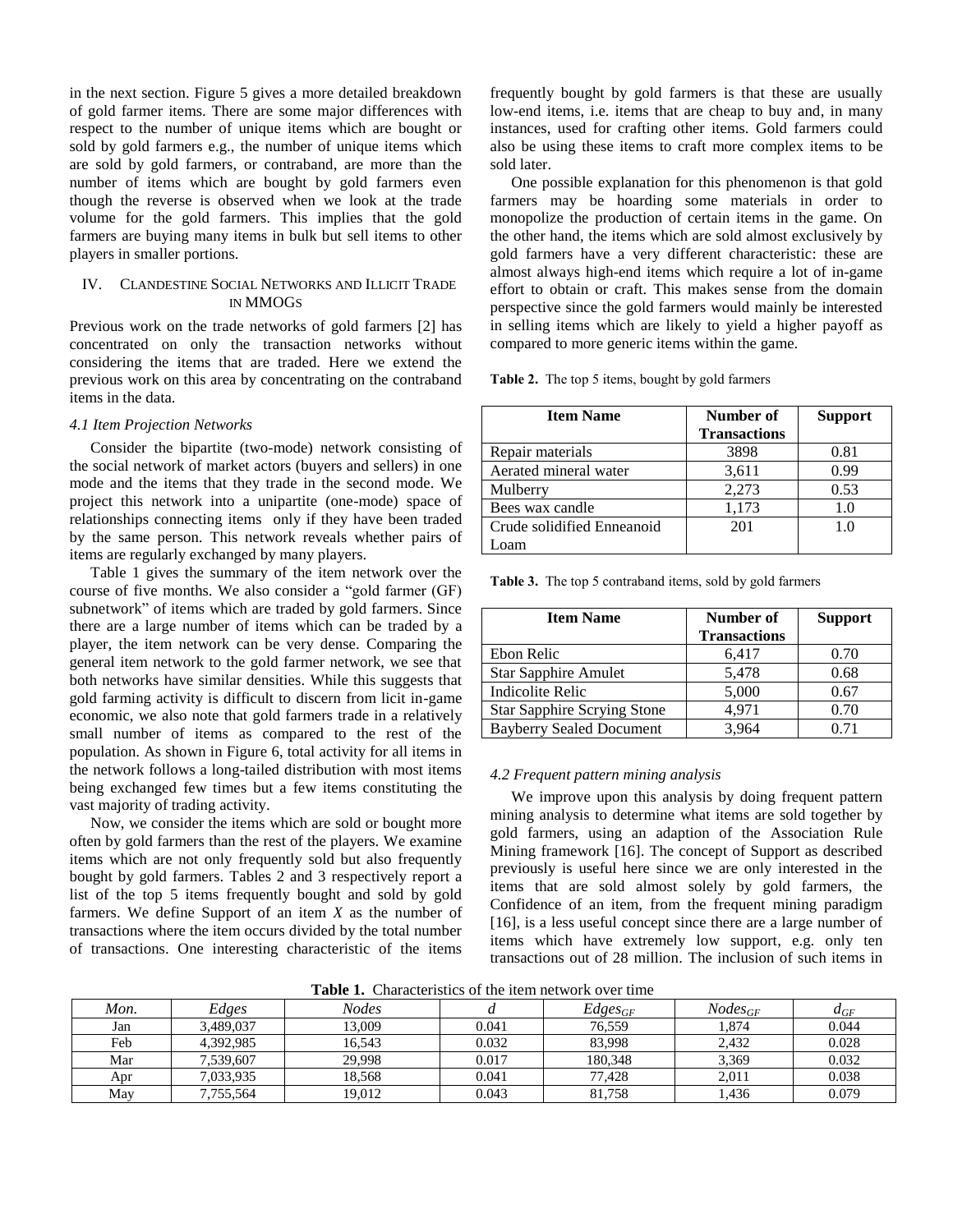in the next section. Figure 5 gives a more detailed breakdown of gold farmer items. There are some major differences with respect to the number of unique items which are bought or sold by gold farmers e.g., the number of unique items which are sold by gold farmers, or contraband, are more than the number of items which are bought by gold farmers even though the reverse is observed when we look at the trade volume for the gold farmers. This implies that the gold farmers are buying many items in bulk but sell items to other players in smaller portions.

## IV. Clandestine Social Networks and Illicit Trade in MMOGs

Previous work on the trade networks of gold farmers [2] has concentrated on only the transaction networks without considering the items that are traded. Here we extend the previous work on this area by concentrating on the contraband items in the data.

### *4.1 Item Projection Networks*

Consider the bipartite (two-mode) network consisting of the social network of market actors (buyers and sellers) in one mode and the items that they trade in the second mode. We project this network into a unipartite (one-mode) space of relationships connecting items only if they have been traded by the same person. This network reveals whether pairs of items are regularly exchanged by many players.

Table 1 gives the summary of the item network over the course of five months. We also consider a "gold farmer (GF) subnetwork" of items which are traded by gold farmers. Since there are a large number of items which can be traded by a player, the item network can be very dense. Comparing the general item network to the gold farmer network, we see that both networks have similar densities. While this suggests that gold farming activity is difficult to discern from licit in-game economic, we also note that gold farmers trade in a relatively small number of items as compared to the rest of the population. As shown in Figure 6, total activity for all items in the network follows a long-tailed distribution with most items being exchanged few times but a few items constituting the vast majority of trading activity.

Now, we consider the items which are sold or bought more often by gold farmers than the rest of the players. We examine items which are not only frequently sold but also frequently bought by gold farmers. Tables 2 and 3 respectively report a list of the top 5 items frequently bought and sold by gold farmers. We define Support of an item $X$ as the number of transactions where the item occurs divided by the total number of transactions. One interesting characteristic of the items frequently bought by gold farmers is that these are usually low-end items, i.e. items that are cheap to buy and, in many instances, used for crafting other items. Gold farmers could also be using these items to craft more complex items to be sold later.

One possible explanation for this phenomenon is that gold farmers may be hoarding some materials in order to monopolize the production of certain items in the game. On the other hand, the items which are sold almost exclusively by gold farmers have a very different characteristic: these are almost always high-end items which require a lot of in-game effort to obtain or craft. This makes sense from the domain perspective since the gold farmers would mainly be interested in selling items which are likely to yield a higher payoff as compared to more generic items within the game.

**Table 2.** The top 5 items, bought by gold farmers

| Item Name | Number of Transactions | Support |
|---|---|---|
| Repair materials | 3898 | 0.81 |
| Aerated mineral water | 3,611 | 0.99 |
| Mulberry | 2,273 | 0.53 |
| Bees wax candle | 1,173 | 1.0 |
| Crude solidified Enneanoid Loam | 201 | 1.0 |

**Table 3.** The top 5 contraband items, sold by gold farmers

| Item Name | Number of Transactions | Support |
|---|---|---|
| Ebon Relic | 6,417 | 0.70 |
| Star Sapphire Amulet | 5,478 | 0.68 |
| Indicolite Relic | 5,000 | 0.67 |
| Star Sapphire Scrying Stone | 4,971 | 0.70 |
| Bayberry Sealed Document | 3,964 | 0.71 |

### *4.2 Frequent pattern mining analysis*

We improve upon this analysis by doing frequent pattern mining analysis to determine what items are sold together by gold farmers, using an adaption of the Association Rule Mining framework [16]. The concept of Support as described previously is useful here since we are only interested in the items that are sold almost solely by gold farmers, the Confidence of an item, from the frequent mining paradigm [16], is a less useful concept since there are a large number of items which have extremely low support, e.g. only ten transactions out of 28 million. The inclusion of such items in

**Table 1.** Characteristics of the item network over time

| *Mon.* | *Edges* | *Nodes* | *d* | $Edges_{GF}$ | $Nodes_{GF}$ | $d_{GF}$ |
|---|---|---|---|---|---|---|
| Jan | 3,489,037 | 13,009 | 0.041 | 76,559 | 1,874 | 0.044 |
| Feb | 4,392,985 | 16,543 | 0.032 | 83,998 | 2,432 | 0.028 |
| Mar | 7,539,607 | 29,998 | 0.017 | 180,348 | 3,369 | 0.032 |
| Apr | 7,033,935 | 18,568 | 0.041 | 77,428 | 2,011 | 0.038 |
| May | 7,755,564 | 19,012 | 0.043 | 81,758 | 1,436 | 0.079 |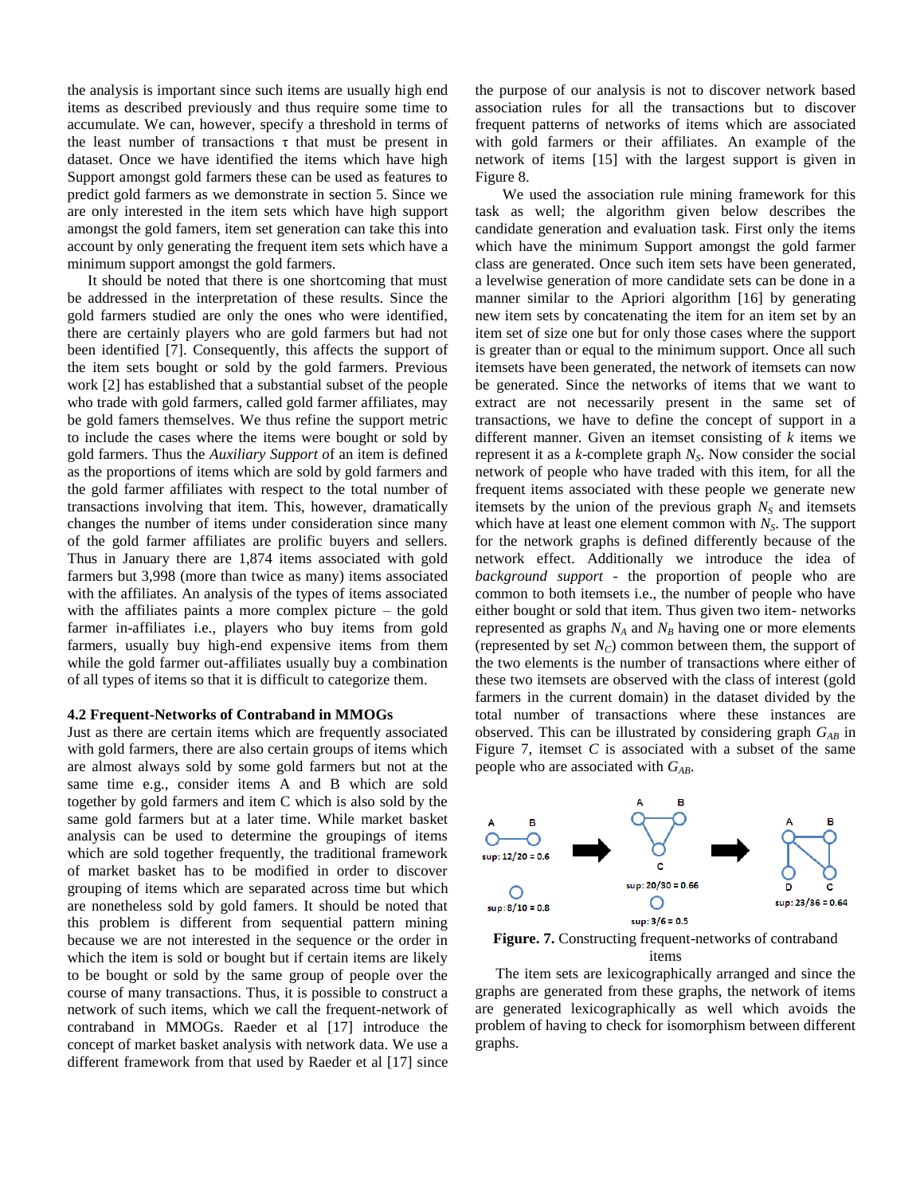the analysis is important since such items are usually high end items as described previously and thus require some time to accumulate. We can, however, specify a threshold in terms of the least number of transactions τ that must be present in dataset. Once we have identified the items which have high Support amongst gold farmers these can be used as features to predict gold farmers as we demonstrate in section 5. Since we are only interested in the item sets which have high support amongst the gold famers, item set generation can take this into account by only generating the frequent item sets which have a minimum support amongst the gold farmers.

It should be noted that there is one shortcoming that must be addressed in the interpretation of these results. Since the gold farmers studied are only the ones who were identified, there are certainly players who are gold farmers but had not been identified [7]. Consequently, this affects the support of the item sets bought or sold by the gold farmers. Previous work [2] has established that a substantial subset of the people who trade with gold farmers, called gold farmer affiliates, may be gold famers themselves. We thus refine the support metric to include the cases where the items were bought or sold by gold farmers. Thus the *Auxiliary Support* of an item is defined as the proportions of items which are sold by gold farmers and the gold farmer affiliates with respect to the total number of transactions involving that item. This, however, dramatically changes the number of items under consideration since many of the gold farmer affiliates are prolific buyers and sellers. Thus in January there are 1,874 items associated with gold farmers but 3,998 (more than twice as many) items associated with the affiliates. An analysis of the types of items associated with the affiliates paints a more complex picture – the gold farmer in-affiliates i.e., players who buy items from gold farmers, usually buy high-end expensive items from them while the gold farmer out-affiliates usually buy a combination of all types of items so that it is difficult to categorize them.

### 4.2 Frequent-Networks of Contraband in MMOGs

Just as there are certain items which are frequently associated with gold farmers, there are also certain groups of items which are almost always sold by some gold farmers but not at the same time e.g., consider items A and B which are sold together by gold farmers and item C which is also sold by the same gold farmers but at a later time. While market basket analysis can be used to determine the groupings of items which are sold together frequently, the traditional framework of market basket has to be modified in order to discover grouping of items which are separated across time but which are nonetheless sold by gold famers. It should be noted that this problem is different from sequential pattern mining because we are not interested in the sequence or the order in which the item is sold or bought but if certain items are likely to be bought or sold by the same group of people over the course of many transactions. Thus, it is possible to construct a network of such items, which we call the frequent-network of contraband in MMOGs. Raeder et al [17] introduce the concept of market basket analysis with network data. We use a different framework from that used by Raeder et al [17] since the purpose of our analysis is not to discover network based association rules for all the transactions but to discover frequent patterns of networks of items which are associated with gold farmers or their affiliates. An example of the network of items [15] with the largest support is given in Figure 8.

We used the association rule mining framework for this task as well; the algorithm given below describes the candidate generation and evaluation task. First only the items which have the minimum Support amongst the gold farmer class are generated. Once such item sets have been generated, a levelwise generation of more candidate sets can be done in a manner similar to the Apriori algorithm [16] by generating new item sets by concatenating the item for an item set by an item set of size one but for only those cases where the support is greater than or equal to the minimum support. Once all such itemsets have been generated, the network of itemsets can now be generated. Since the networks of items that we want to extract are not necessarily present in the same set of transactions, we have to define the concept of support in a different manner. Given an itemset consisting of *k* items we represent it as a *k*-complete graph $N_S$. Now consider the social network of people who have traded with this item, for all the frequent items associated with these people we generate new itemsets by the union of the previous graph $N_S$ and itemsets which have at least one element common with $N_S$. The support for the network graphs is defined differently because of the network effect. Additionally we introduce the idea of *background support* - the proportion of people who are common to both itemsets i.e., the number of people who have either bought or sold that item. Thus given two item- networks represented as graphs $N_A$ and $N_B$ having one or more elements (represented by set $N_C$) common between them, the support of the two elements is the number of transactions where either of these two itemsets are observed with the class of interest (gold farmers in the current domain) in the dataset divided by the total number of transactions where these instances are observed. This can be illustrated by considering graph $G_{AB}$ in Figure 7, itemset *C* is associated with a subset of the same people who are associated with $G_{AB}$.

A B
sup: 12/20 = 0.6
sup: 8/10 = 0.8
A B
C
sup: 20/30 = 0.66
sup: 3/6 = 0.5
A B
D C
sup: 23/36 = 0.64

**Figure. 7.** Constructing frequent-networks of contraband items

The item sets are lexicographically arranged and since the graphs are generated from these graphs, the network of items are generated lexicographically as well which avoids the problem of having to check for isomorphism between different graphs.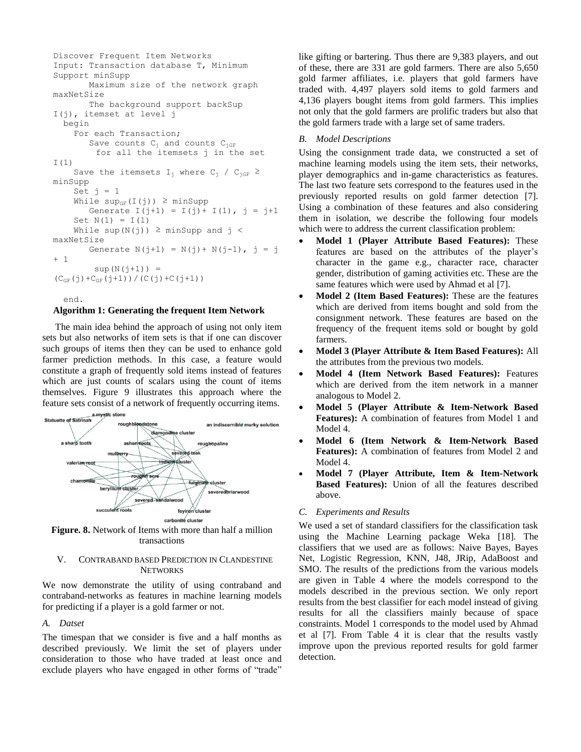```
Discover Frequent Item Networks
Input: Transaction database T, Minimum
Support minSupp
       Maximum size of the network graph
maxNetSize
       The background support backSup
I(j), itemset at level j
  begin
    For each Transaction;
       Save counts C_j and counts C_jGF
        for all the itemsets j in the set
I(1)
    Save the itemsets I_j where C_j / C_jGF ≥
minSupp
    Set j = 1
    While sup_GF(I(j)) ≥ minSupp
       Generate I(j+1) = I(j)+ I(1), j = j+1
    Set N(1) = I(1)
    While sup(N(j)) ≥ minSupp and j <
maxNetSize
       Generate N(j+1) = N(j)+ N(j-1), j = j
+ 1
        sup(N(j+1)) =
(C_GF(j)+C_GF(j+1))/(C(j)+C(j+1))

  end.
```

**Algorithm 1: Generating the frequent Item Network**

The main idea behind the approach of using not only item sets but also networks of item sets is that if one can discover such groups of items then they can be used to enhance gold farmer prediction methods. In this case, a feature would constitute a graph of frequently sold items instead of features which are just counts of scalars using the count of items themselves. Figure 9 illustrates this approach where the feature sets consist of a network of frequently occurring items.

**Figure. 8.** Network of Items with more than half a million transactions

## V. Contraband based Prediction in Clandestine Networks

We now demonstrate the utility of using contraband and contraband-networks as features in machine learning models for predicting if a player is a gold farmer or not.

### *A. Datset*

The timespan that we consider is five and a half months as described previously. We limit the set of players under consideration to those who have traded at least once and exclude players who have engaged in other forms of "trade" like gifting or bartering. Thus there are 9,383 players, and out of these, there are 331 are gold farmers. There are also 5,650 gold farmer affiliates, i.e. players that gold farmers have traded with. 4,497 players sold items to gold farmers and 4,136 players bought items from gold farmers. This implies not only that the gold farmers are prolific traders but also that the gold farmers trade with a large set of same traders.

### *B. Model Descriptions*

Using the consignment trade data, we constructed a set of machine learning models using the item sets, their networks, player demographics and in-game characteristics as features. The last two feature sets correspond to the features used in the previously reported results on gold farmer detection [7]. Using a combination of these features and also considering them in isolation, we describe the following four models which were to address the current classification problem:

- **Model 1 (Player Attribute Based Features):** These features are based on the attributes of the player's character in the game e.g., character race, character gender, distribution of gaming activities etc. These are the same features which were used by Ahmad et al [7].
- **Model 2 (Item Based Features):** These are the features which are derived from items bought and sold from the consignment network. These features are based on the frequency of the frequent items sold or bought by gold farmers.
- **Model 3 (Player Attribute & Item Based Features):** All the attributes from the previous two models.
- **Model 4 (Item Network Based Features):** Features which are derived from the item network in a manner analogous to Model 2.
- **Model 5 (Player Attribute & Item-Network Based Features):** A combination of features from Model 1 and Model 4.
- **Model 6 (Item Network & Item-Network Based Features):** A combination of features from Model 2 and Model 4.
- **Model 7 (Player Attribute, Item & Item-Network Based Features):** Union of all the features described above.

### *C. Experiments and Results*

We used a set of standard classifiers for the classification task using the Machine Learning package Weka [18]. The classifiers that we used are as follows: Naive Bayes, Bayes Net, Logistic Regression, KNN, J48, JRip, AdaBoost and SMO. The results of the predictions from the various models are given in Table 4 where the models correspond to the models described in the previous section. We only report results from the best classifier for each model instead of giving results for all the classifiers mainly because of space constraints. Model 1 corresponds to the model used by Ahmad et al [7]. From Table 4 it is clear that the results vastly improve upon the previous reported results for gold farmer detection.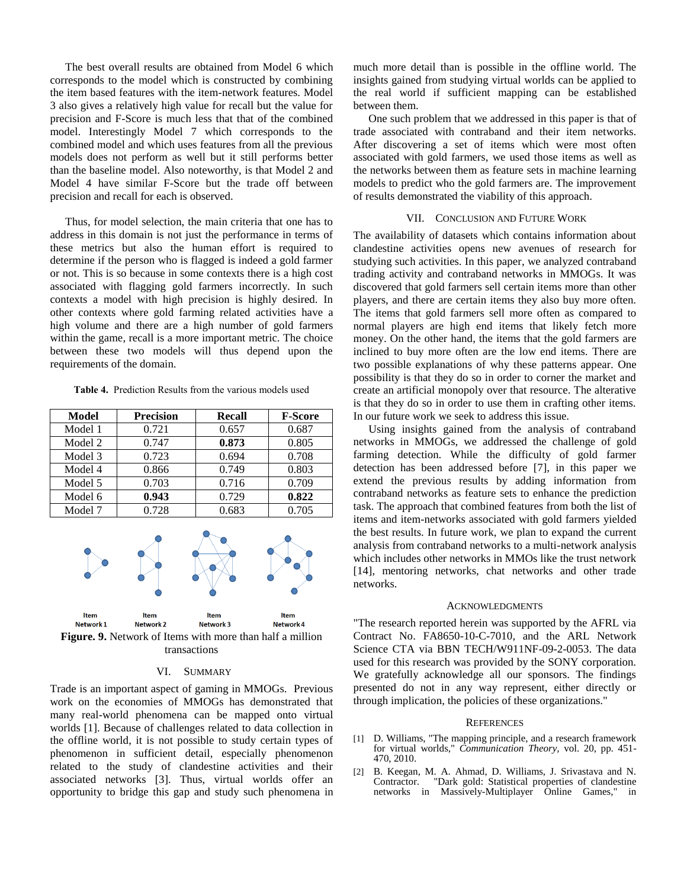The best overall results are obtained from Model 6 which corresponds to the model which is constructed by combining the item based features with the item-network features. Model 3 also gives a relatively high value for recall but the value for precision and F-Score is much less that that of the combined model. Interestingly Model 7 which corresponds to the combined model and which uses features from all the previous models does not perform as well but it still performs better than the baseline model. Also noteworthy, is that Model 2 and Model 4 have similar F-Score but the trade off between precision and recall for each is observed.

Thus, for model selection, the main criteria that one has to address in this domain is not just the performance in terms of these metrics but also the human effort is required to determine if the person who is flagged is indeed a gold farmer or not. This is so because in some contexts there is a high cost associated with flagging gold farmers incorrectly. In such contexts a model with high precision is highly desired. In other contexts where gold farming related activities have a high volume and there are a high number of gold farmers within the game, recall is a more important metric. The choice between these two models will thus depend upon the requirements of the domain.

**Table 4.** Prediction Results from the various models used

| Model | Precision | Recall | F-Score |
|---|---|---|---|
| Model 1 | 0.721 | 0.657 | 0.687 |
| Model 2 | 0.747 | **0.873** | 0.805 |
| Model 3 | 0.723 | 0.694 | 0.708 |
| Model 4 | 0.866 | 0.749 | 0.803 |
| Model 5 | 0.703 | 0.716 | 0.709 |
| Model 6 | **0.943** | 0.729 | **0.822** |
| Model 7 | 0.728 | 0.683 | 0.705 |

Item Network 1
Item Network 2
Item Network 3
Item Network 4

**Figure. 9.** Network of Items with more than half a million transactions

## VI. Summary

Trade is an important aspect of gaming in MMOGs. Previous work on the economies of MMOGs has demonstrated that many real-world phenomena can be mapped onto virtual worlds [1]. Because of challenges related to data collection in the offline world, it is not possible to study certain types of phenomenon in sufficient detail, especially phenomenon related to the study of clandestine activities and their associated networks [3]. Thus, virtual worlds offer an opportunity to bridge this gap and study such phenomena in much more detail than is possible in the offline world. The insights gained from studying virtual worlds can be applied to the real world if sufficient mapping can be established between them.

One such problem that we addressed in this paper is that of trade associated with contraband and their item networks. After discovering a set of items which were most often associated with gold farmers, we used those items as well as the networks between them as feature sets in machine learning models to predict who the gold farmers are. The improvement of results demonstrated the viability of this approach.

## VII. Conclusion and Future Work

The availability of datasets which contains information about clandestine activities opens new avenues of research for studying such activities. In this paper, we analyzed contraband trading activity and contraband networks in MMOGs. It was discovered that gold farmers sell certain items more than other players, and there are certain items they also buy more often. The items that gold farmers sell more often as compared to normal players are high end items that likely fetch more money. On the other hand, the items that the gold farmers are inclined to buy more often are the low end items. There are two possible explanations of why these patterns appear. One possibility is that they do so in order to corner the market and create an artificial monopoly over that resource. The alterative is that they do so in order to use them in crafting other items. In our future work we seek to address this issue.

Using insights gained from the analysis of contraband networks in MMOGs, we addressed the challenge of gold farming detection. While the difficulty of gold farmer detection has been addressed before [7], in this paper we extend the previous results by adding information from contraband networks as feature sets to enhance the prediction task. The approach that combined features from both the list of items and item-networks associated with gold farmers yielded the best results. In future work, we plan to expand the current analysis from contraband networks to a multi-network analysis which includes other networks in MMOs like the trust network [14], mentoring networks, chat networks and other trade networks.

## Acknowledgments

"The research reported herein was supported by the AFRL via Contract No. FA8650-10-C-7010, and the ARL Network Science CTA via BBN TECH/W911NF-09-2-0053. The data used for this research was provided by the SONY corporation. We gratefully acknowledge all our sponsors. The findings presented do not in any way represent, either directly or through implication, the policies of these organizations."

## References

[1] D. Williams, "The mapping principle, and a research framework for virtual worlds," *Communication Theory*, vol. 20, pp. 451-470, 2010.

[2] B. Keegan, M. A. Ahmad, D. Williams, J. Srivastava and N. Contractor. "Dark gold: Statistical properties of clandestine networks in Massively-Multiplayer Online Games," in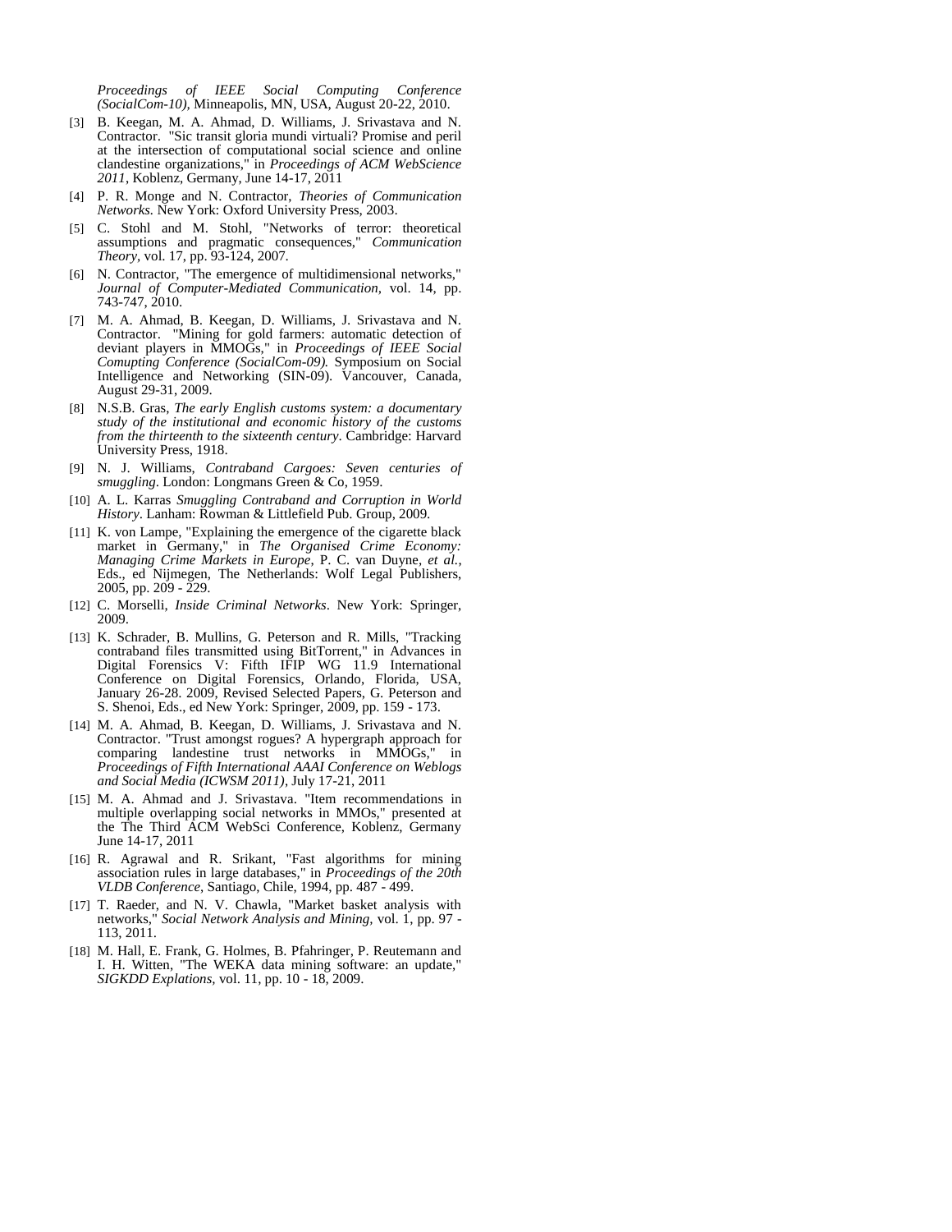*Proceedings of IEEE Social Computing Conference (SocialCom-10),* Minneapolis, MN, USA, August 20-22, 2010.

[3] B. Keegan, M. A. Ahmad, D. Williams, J. Srivastava and N. Contractor. "Sic transit gloria mundi virtuali? Promise and peril at the intersection of computational social science and online clandestine organizations," in *Proceedings of ACM WebScience 2011*, Koblenz, Germany, June 14-17, 2011

[4] P. R. Monge and N. Contractor, *Theories of Communication Networks.* New York: Oxford University Press, 2003.

[5] C. Stohl and M. Stohl, "Networks of terror: theoretical assumptions and pragmatic consequences," *Communication Theory*, vol. 17, pp. 93-124, 2007.

[6] N. Contractor, "The emergence of multidimensional networks," *Journal of Computer-Mediated Communication*, vol. 14, pp. 743-747, 2010.

[7] M. A. Ahmad, B. Keegan, D. Williams, J. Srivastava and N. Contractor. "Mining for gold farmers: automatic detection of deviant players in MMOGs," in *Proceedings of IEEE Social Comupting Conference (SocialCom-09).* Symposium on Social Intelligence and Networking (SIN-09). Vancouver, Canada, August 29-31, 2009.

[8] N.S.B. Gras, *The early English customs system: a documentary study of the institutional and economic history of the customs from the thirteenth to the sixteenth century*. Cambridge: Harvard University Press, 1918.

[9] N. J. Williams, *Contraband Cargoes: Seven centuries of smuggling*. London: Longmans Green & Co, 1959.

[10] A. L. Karras *Smuggling Contraband and Corruption in World History*. Lanham: Rowman & Littlefield Pub. Group, 2009.

[11] K. von Lampe, "Explaining the emergence of the cigarette black market in Germany," in *The Organised Crime Economy: Managing Crime Markets in Europe,* P. C. van Duyne, *et al.*, Eds., ed Nijmegen, The Netherlands: Wolf Legal Publishers, 2005, pp. 209 - 229.

[12] C. Morselli, *Inside Criminal Networks*. New York: Springer, 2009.

[13] K. Schrader, B. Mullins, G. Peterson and R. Mills, "Tracking contraband files transmitted using BitTorrent," in Advances in Digital Forensics V: Fifth IFIP WG 11.9 International Conference on Digital Forensics, Orlando, Florida, USA, January 26-28. 2009, Revised Selected Papers, G. Peterson and S. Shenoi, Eds., ed New York: Springer, 2009, pp. 159 - 173.

[14] M. A. Ahmad, B. Keegan, D. Williams, J. Srivastava and N. Contractor. "Trust amongst rogues? A hypergraph approach for comparing landestine trust networks in MMOGs," in *Proceedings of Fifth International AAAI Conference on Weblogs and Social Media (ICWSM 2011)*, July 17-21, 2011

[15] M. A. Ahmad and J. Srivastava. "Item recommendations in multiple overlapping social networks in MMOs," presented at the The Third ACM WebSci Conference, Koblenz, Germany June 14-17, 2011

[16] R. Agrawal and R. Srikant, "Fast algorithms for mining association rules in large databases," in *Proceedings of the 20th VLDB Conference*, Santiago, Chile, 1994, pp. 487 - 499.

[17] T. Raeder, and N. V. Chawla, "Market basket analysis with networks," *Social Network Analysis and Mining*, vol. 1, pp. 97 - 113, 2011.

[18] M. Hall, E. Frank, G. Holmes, B. Pfahringer, P. Reutemann and I. H. Witten, "The WEKA data mining software: an update," *SIGKDD Explations*, vol. 11, pp. 10 - 18, 2009.